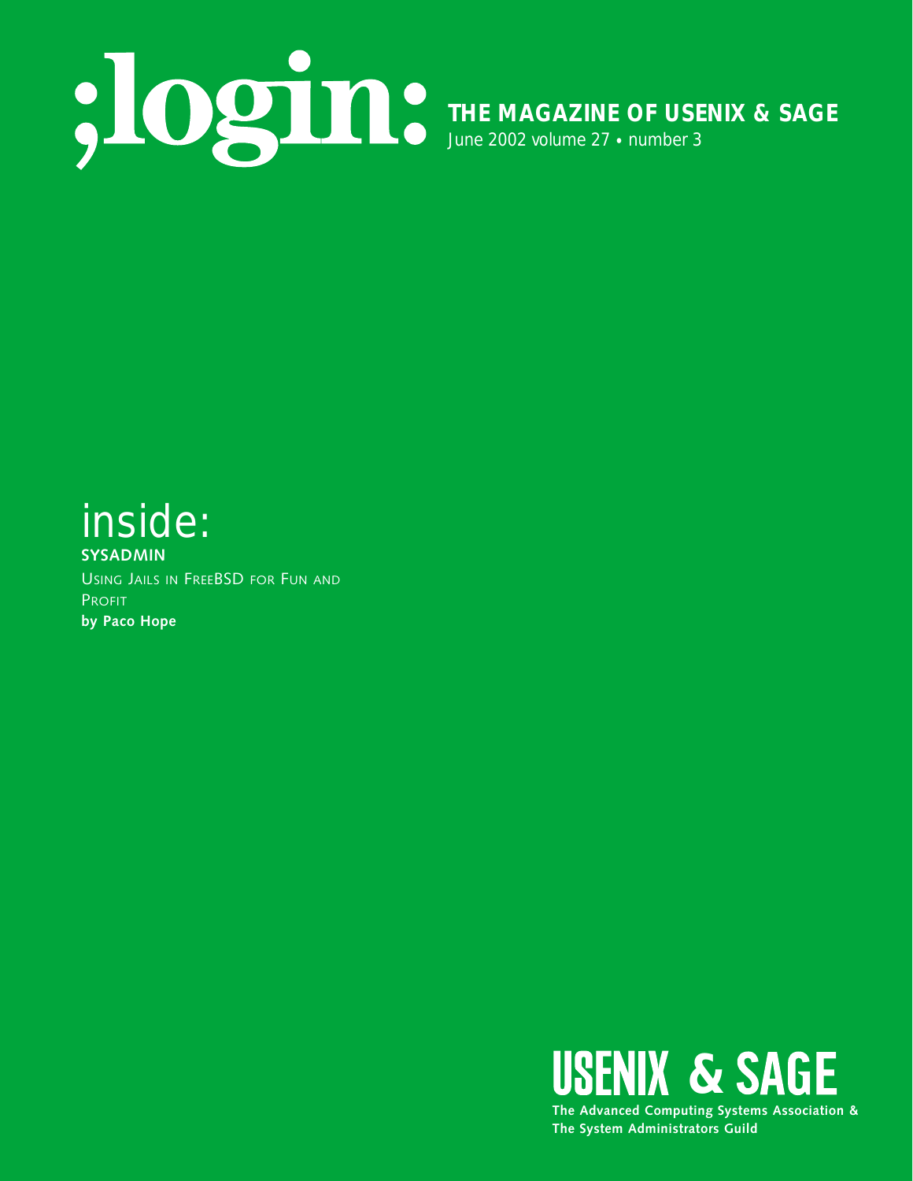# ;login:

**THE MAGAZINE OF USENIX & SAGE**

June 2002 volume 27 • number 3

## inside:

**SYSADMIN**

USING JAILS IN FREEBSD FOR FUN AND PROFIT

**by Paco Hope**

**USENIX & SAGE**

**The Advanced Computing Systems Association & The System Administrators Guild**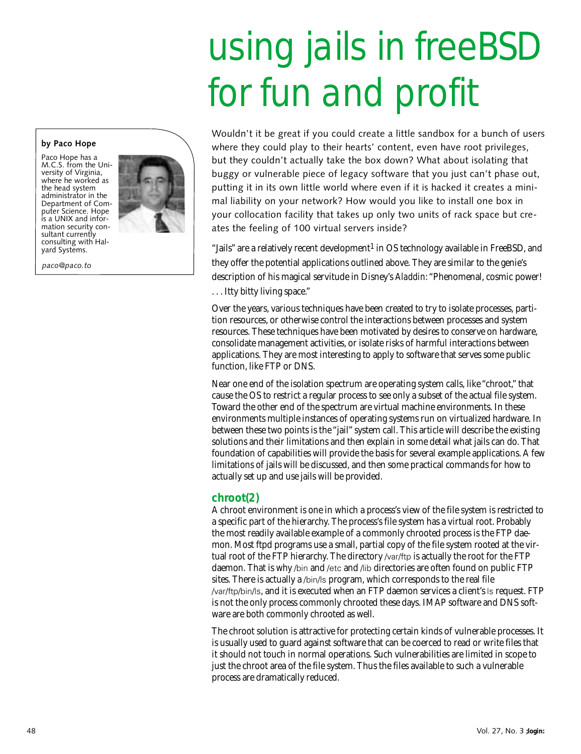# using jails in freeBSD for fun and profit

**by Paco Hope**

Paco Hope has a M.C.S. from the University of Virginia, where he worked as the head system administrator in the Department of Computer Science. Hope is a UNIX and information security consultant currently consulting with Halyard Systems.

*paco@paco.to*

Wouldn't it be great if you could create a little sandbox for a bunch of users where they could play to their hearts' content, even have root privileges, but they couldn't actually take the box down? What about isolating that buggy or vulnerable piece of legacy software that you just can't phase out, putting it in its own little world where even if it is hacked it creates a minimal liability on your network? How would you like to install one box in your collocation facility that takes up only two units of rack space but creates the feeling of 100 virtual servers inside?

"Jails" are a relatively recent development[1] in OS technology available in FreeBSD, and they offer the potential applications outlined above. They are similar to the genie's description of his magical servitude in Disney's *Aladdin*: "Phenomenal, cosmic power! . . . Itty bitty living space."

Over the years, various techniques have been created to try to isolate processes, partition resources, or otherwise control the interactions between processes and system resources. These techniques have been motivated by desires to conserve on hardware, consolidate management activities, or isolate risks of harmful interactions between applications. They are most interesting to apply to software that serves some public function, like FTP or DNS.

Near one end of the isolation spectrum are operating system calls, like "chroot," that cause the OS to restrict a regular process to see only a subset of the actual file system. Toward the other end of the spectrum are virtual machine environments. In these environments multiple instances of operating systems run on virtualized hardware. In between these two points is the "jail" system call. This article will describe the existing solutions and their limitations and then explain in some detail what jails can do. That foundation of capabilities will provide the basis for several example applications. A few limitations of jails will be discussed, and then some practical commands for how to actually set up and use jails will be provided.

## chroot(2)

A chroot environment is one in which a process's view of the file system is restricted to a specific part of the hierarchy. The process's file system has a virtual root. Probably the most readily available example of a commonly chrooted process is the FTP daemon. Most ftpd programs use a small, partial copy of the file system rooted at the virtual root of the FTP hierarchy. The directory /var/ftp is actually the root for the FTP daemon. That is why /bin and /etc and /lib directories are often found on public FTP sites. There is actually a /bin/ls program, which corresponds to the real file /var/ftp/bin/ls, and it is executed when an FTP daemon services a client's ls request. FTP is not the only process commonly chrooted these days. IMAP software and DNS software are both commonly chrooted as well.

The chroot solution is attractive for protecting certain kinds of vulnerable processes. It is usually used to guard against software that can be coerced to read or write files that it should not touch in normal operations. Such vulnerabilities are limited in scope to just the chroot area of the file system. Thus the files available to such a vulnerable process are dramatically reduced.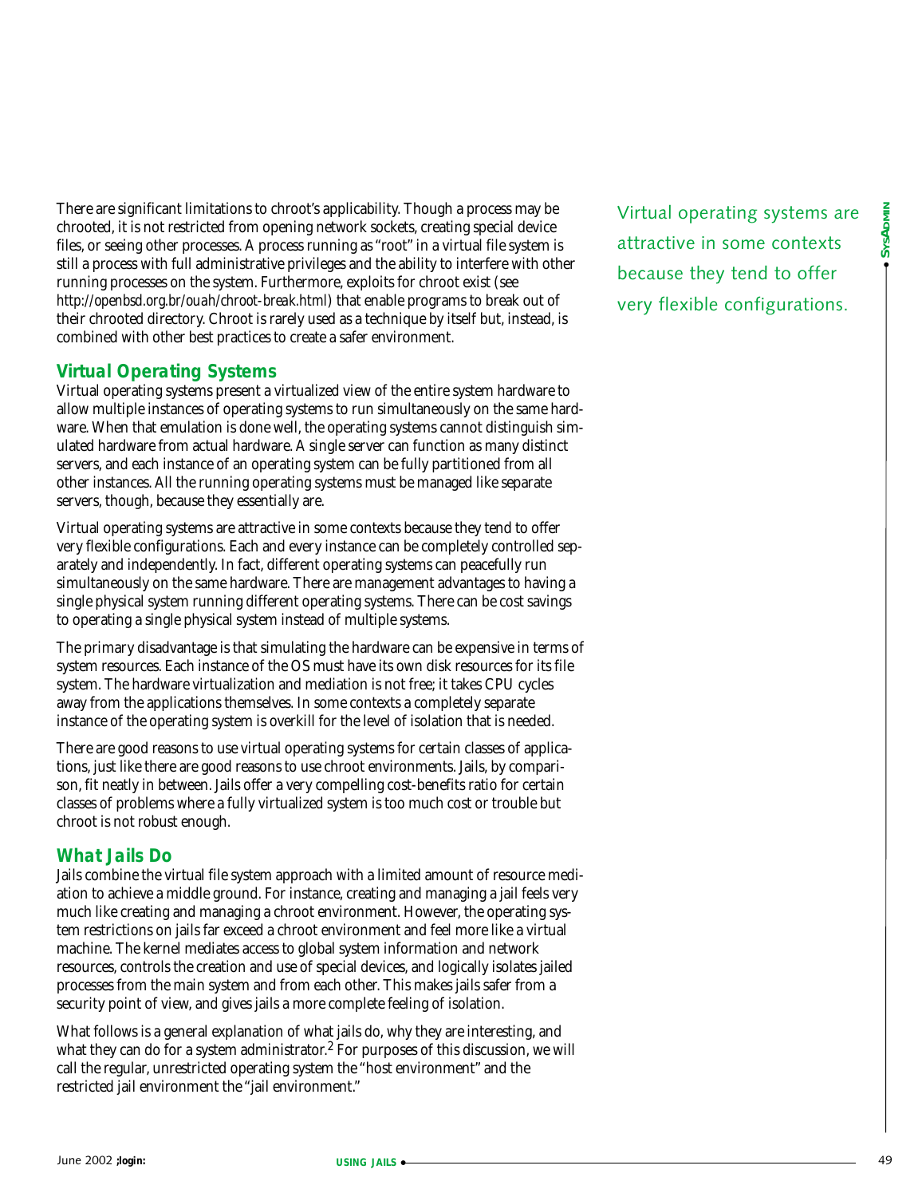There are significant limitations to chroot's applicability. Though a process may be chrooted, it is not restricted from opening network sockets, creating special device files, or seeing other processes. A process running as "root" in a virtual file system is still a process with full administrative privileges and the ability to interfere with other running processes on the system. Furthermore, exploits for chroot exist (see *http://openbsd.org.br/ouah/chroot-break.html*) that enable programs to break out of their chrooted directory. Chroot is rarely used as a technique by itself but, instead, is combined with other best practices to create a safer environment.

## Virtual Operating Systems

Virtual operating systems present a virtualized view of the entire system hardware to allow multiple instances of operating systems to run simultaneously on the same hardware. When that emulation is done well, the operating systems cannot distinguish simulated hardware from actual hardware. A single server can function as many distinct servers, and each instance of an operating system can be fully partitioned from all other instances. All the running operating systems must be managed like separate servers, though, because they essentially are.

Virtual operating systems are attractive in some contexts because they tend to offer very flexible configurations. Each and every instance can be completely controlled separately and independently. In fact, different operating systems can peacefully run simultaneously on the same hardware. There are management advantages to having a single physical system running different operating systems. There can be cost savings to operating a single physical system instead of multiple systems.

The primary disadvantage is that simulating the hardware can be expensive in terms of system resources. Each instance of the OS must have its own disk resources for its file system. The hardware virtualization and mediation is not free; it takes CPU cycles away from the applications themselves. In some contexts a completely separate instance of the operating system is overkill for the level of isolation that is needed.

There are good reasons to use virtual operating systems for certain classes of applications, just like there are good reasons to use chroot environments. Jails, by comparison, fit neatly in between. Jails offer a very compelling cost-benefits ratio for certain classes of problems where a fully virtualized system is too much cost or trouble but chroot is not robust enough.

## What Jails Do

Jails combine the virtual file system approach with a limited amount of resource mediation to achieve a middle ground. For instance, creating and managing a jail feels very much like creating and managing a chroot environment. However, the operating system restrictions on jails far exceed a chroot environment and feel more like a virtual machine. The kernel mediates access to global system information and network resources, controls the creation and use of special devices, and logically isolates jailed processes from the main system and from each other. This makes jails safer from a security point of view, and gives jails a more complete feeling of isolation.

What follows is a general explanation of what jails do, why they are interesting, and what they can do for a system administrator.[2] For purposes of this discussion, we will call the regular, unrestricted operating system the "host environment" and the restricted jail environment the "jail environment."

Virtual operating systems are attractive in some contexts because they tend to offer very flexible configurations.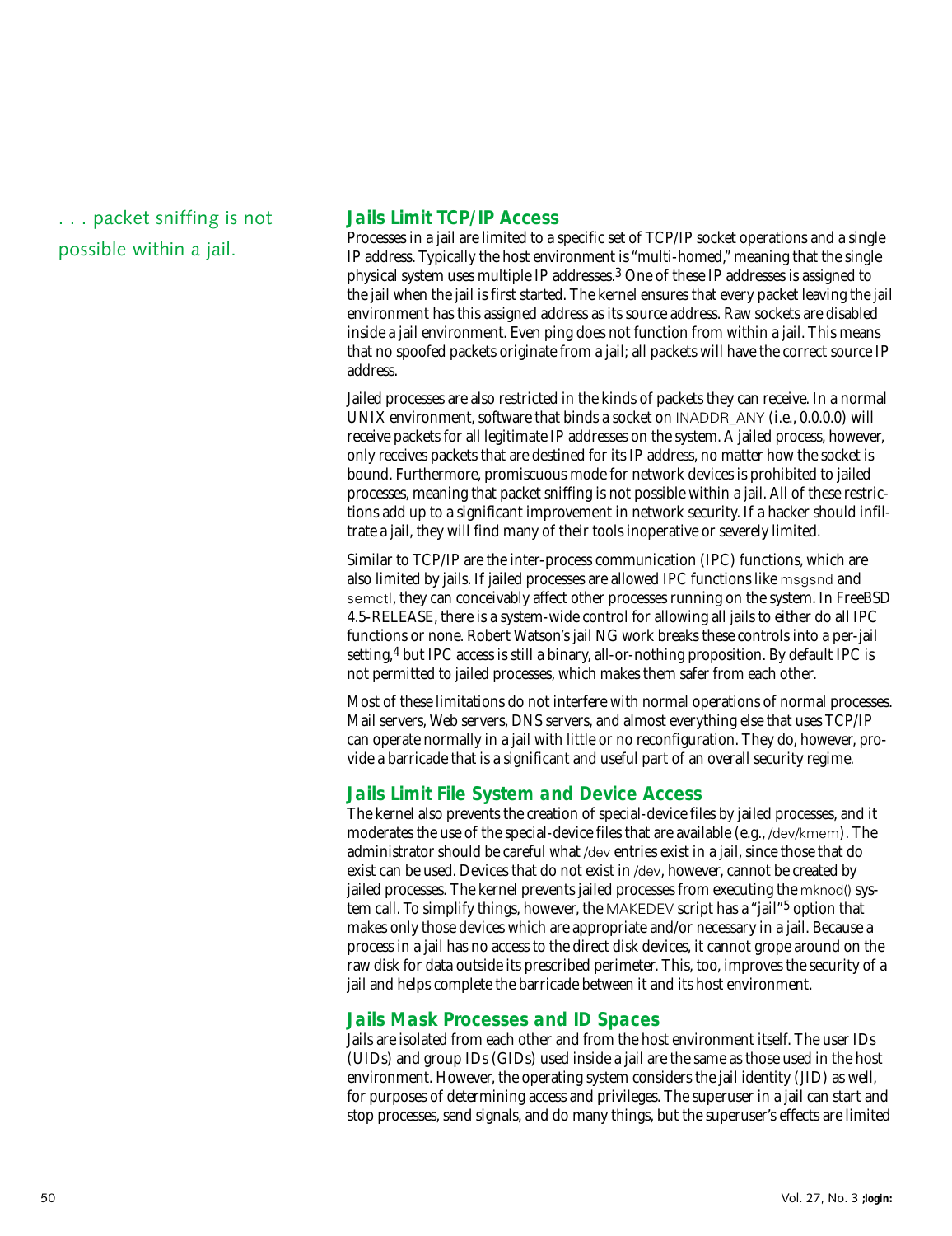. . . packet sniffing is not possible within a jail.

## Jails Limit TCP/IP Access

Processes in a jail are limited to a specific set of TCP/IP socket operations and a single IP address. Typically the host environment is "multi-homed," meaning that the single physical system uses multiple IP addresses.[3] One of these IP addresses is assigned to the jail when the jail is first started. The kernel ensures that every packet leaving the jail environment has this assigned address as its source address. Raw sockets are disabled inside a jail environment. Even ping does not function from within a jail. This means that no spoofed packets originate from a jail; all packets will have the correct source IP address.

Jailed processes are also restricted in the kinds of packets they can receive. In a normal UNIX environment, software that binds a socket on INADDR_ANY (i.e., 0.0.0.0) will receive packets for all legitimate IP addresses on the system. A jailed process, however, only receives packets that are destined for its IP address, no matter how the socket is bound. Furthermore, promiscuous mode for network devices is prohibited to jailed processes, meaning that packet sniffing is not possible within a jail. All of these restrictions add up to a significant improvement in network security. If a hacker should infiltrate a jail, they will find many of their tools inoperative or severely limited.

Similar to TCP/IP are the inter-process communication (IPC) functions, which are also limited by jails. If jailed processes are allowed IPC functions like msgsnd and semctl, they can conceivably affect other processes running on the system. In FreeBSD 4.5-RELEASE, there is a system-wide control for allowing all jails to either do all IPC functions or none. Robert Watson's jail NG work breaks these controls into a per-jail setting,[4] but IPC access is still a binary, all-or-nothing proposition. By default IPC is not permitted to jailed processes, which makes them safer from each other.

Most of these limitations do not interfere with normal operations of normal processes. Mail servers, Web servers, DNS servers, and almost everything else that uses TCP/IP can operate normally in a jail with little or no reconfiguration. They do, however, provide a barricade that is a significant and useful part of an overall security regime.

## Jails Limit File System and Device Access

The kernel also prevents the creation of special-device files by jailed processes, and it moderates the use of the special-device files that are available (e.g., /dev/kmem). The administrator should be careful what /dev entries exist in a jail, since those that do exist can be used. Devices that do not exist in /dev, however, cannot be created by jailed processes. The kernel prevents jailed processes from executing the mknod() system call. To simplify things, however, the MAKEDEV script has a "jail"[5] option that makes only those devices which are appropriate and/or necessary in a jail. Because a process in a jail has no access to the direct disk devices, it cannot grope around on the raw disk for data outside its prescribed perimeter. This, too, improves the security of a jail and helps complete the barricade between it and its host environment.

## Jails Mask Processes and ID Spaces

Jails are isolated from each other and from the host environment itself. The user IDs (UIDs) and group IDs (GIDs) used inside a jail are the same as those used in the host environment. However, the operating system considers the jail identity (JID) as well, for purposes of determining access and privileges. The superuser in a jail can start and stop processes, send signals, and do many things, but the superuser's effects are limited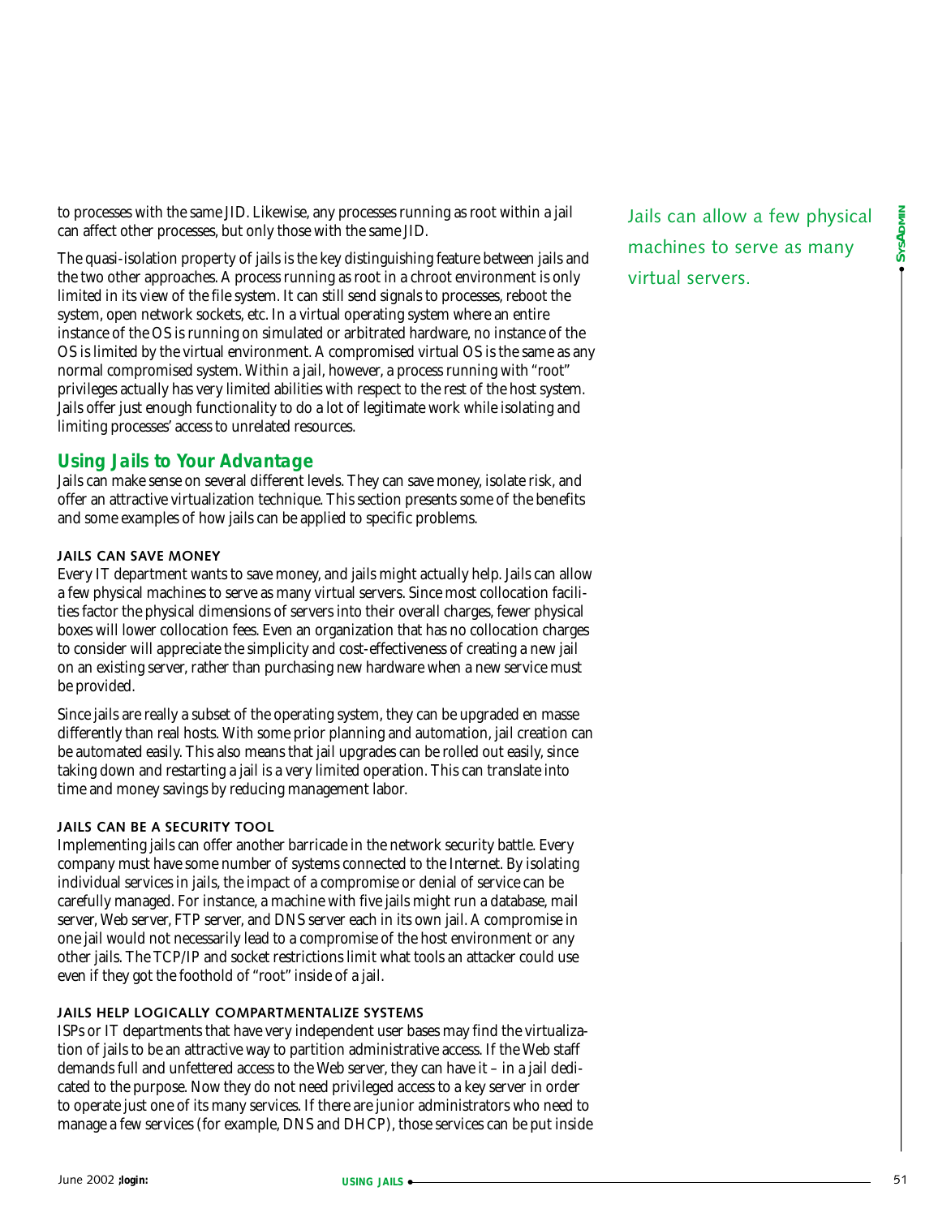to processes with the same JID. Likewise, any processes running as root within a jail can affect other processes, but only those with the same JID.

The quasi-isolation property of jails is the key distinguishing feature between jails and the two other approaches. A process running as root in a chroot environment is only limited in its view of the file system. It can still send signals to processes, reboot the system, open network sockets, etc. In a virtual operating system where an entire instance of the OS is running on simulated or arbitrated hardware, no instance of the OS is limited by the virtual environment. A compromised virtual OS is the same as any normal compromised system. Within a jail, however, a process running with "root" privileges actually has very limited abilities with respect to the rest of the host system. Jails offer just enough functionality to do a lot of legitimate work while isolating and limiting processes' access to unrelated resources.

## Using Jails to Your Advantage

Jails can make sense on several different levels. They can save money, isolate risk, and offer an attractive virtualization technique. This section presents some of the benefits and some examples of how jails can be applied to specific problems.

### JAILS CAN SAVE MONEY

Every IT department wants to save money, and jails might actually help. Jails can allow a few physical machines to serve as many virtual servers. Since most collocation facilities factor the physical dimensions of servers into their overall charges, fewer physical boxes will lower collocation fees. Even an organization that has no collocation charges to consider will appreciate the simplicity and cost-effectiveness of creating a new jail on an existing server, rather than purchasing new hardware when a new service must be provided.

Jails can allow a few physical machines to serve as many virtual servers.

Since jails are really a subset of the operating system, they can be upgraded en masse differently than real hosts. With some prior planning and automation, jail creation can be automated easily. This also means that jail upgrades can be rolled out easily, since taking down and restarting a jail is a very limited operation. This can translate into time and money savings by reducing management labor.

### JAILS CAN BE A SECURITY TOOL

Implementing jails can offer another barricade in the network security battle. Every company must have some number of systems connected to the Internet. By isolating individual services in jails, the impact of a compromise or denial of service can be carefully managed. For instance, a machine with five jails might run a database, mail server, Web server, FTP server, and DNS server each in its own jail. A compromise in one jail would not necessarily lead to a compromise of the host environment or any other jails. The TCP/IP and socket restrictions limit what tools an attacker could use even if they got the foothold of "root" inside of a jail.

### JAILS HELP LOGICALLY COMPARTMENTALIZE SYSTEMS

ISPs or IT departments that have very independent user bases may find the virtualization of jails to be an attractive way to partition administrative access. If the Web staff demands full and unfettered access to the Web server, they can have it – in a jail dedicated to the purpose. Now they do not need privileged access to a key server in order to operate just one of its many services. If there are junior administrators who need to manage a few services (for example, DNS and DHCP), those services can be put inside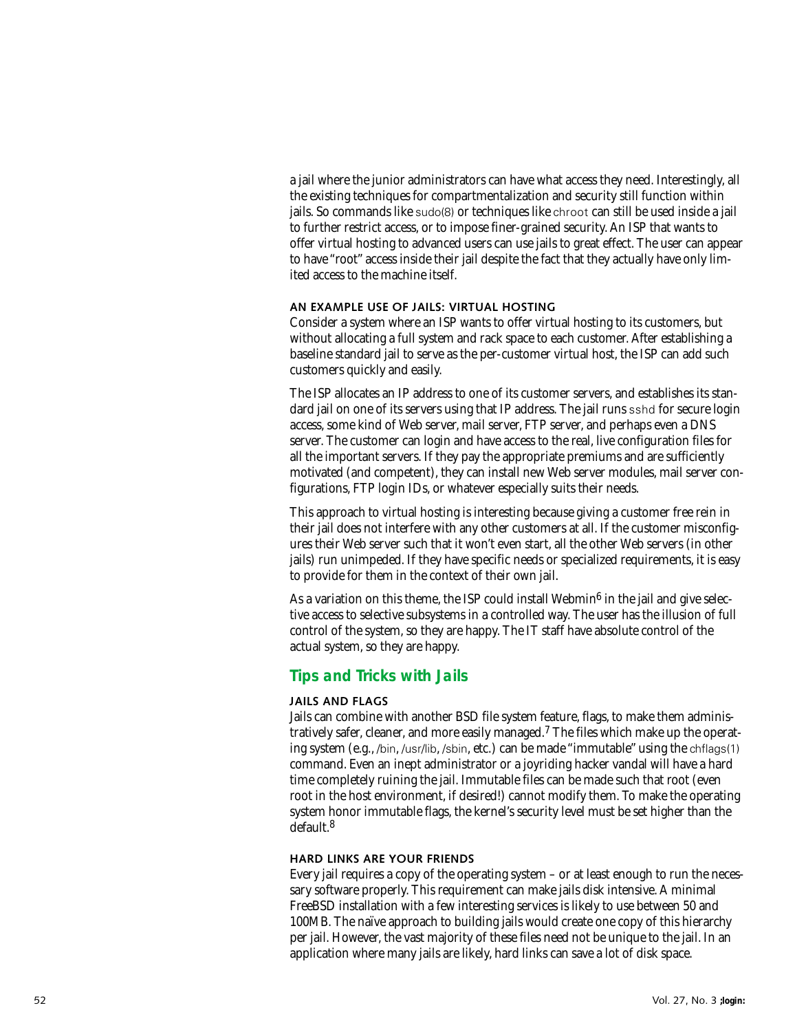a jail where the junior administrators can have what access they need. Interestingly, all the existing techniques for compartmentalization and security still function within jails. So commands like sudo(8) or techniques like chroot can still be used inside a jail to further restrict access, or to impose finer-grained security. An ISP that wants to offer virtual hosting to advanced users can use jails to great effect. The user can appear to have "root" access inside their jail despite the fact that they actually have only limited access to the machine itself.

#### AN EXAMPLE USE OF JAILS: VIRTUAL HOSTING

Consider a system where an ISP wants to offer virtual hosting to its customers, but without allocating a full system and rack space to each customer. After establishing a baseline standard jail to serve as the per-customer virtual host, the ISP can add such customers quickly and easily.

The ISP allocates an IP address to one of its customer servers, and establishes its standard jail on one of its servers using that IP address. The jail runs sshd for secure login access, some kind of Web server, mail server, FTP server, and perhaps even a DNS server. The customer can login and have access to the real, live configuration files for all the important servers. If they pay the appropriate premiums and are sufficiently motivated (and competent), they can install new Web server modules, mail server configurations, FTP login IDs, or whatever especially suits their needs.

This approach to virtual hosting is interesting because giving a customer free rein in their jail does not interfere with any other customers at all. If the customer misconfigures their Web server such that it won't even start, all the other Web servers (in other jails) run unimpeded. If they have specific needs or specialized requirements, it is easy to provide for them in the context of their own jail.

As a variation on this theme, the ISP could install Webmin[6] in the jail and give selective access to selective subsystems in a controlled way. The user has the illusion of full control of the system, so they are happy. The IT staff have absolute control of the actual system, so they are happy.

## Tips and Tricks with Jails

#### JAILS AND FLAGS

Jails can combine with another BSD file system feature, flags, to make them administratively safer, cleaner, and more easily managed.[7] The files which make up the operating system (e.g., /bin, /usr/lib, /sbin, etc.) can be made "immutable" using the chflags(1) command. Even an inept administrator or a joyriding hacker vandal will have a hard time completely ruining the jail. Immutable files can be made such that root (even root in the host environment, if desired!) cannot modify them. To make the operating system honor immutable flags, the kernel's security level must be set higher than the default.[8]

#### HARD LINKS ARE YOUR FRIENDS

Every jail requires a copy of the operating system – or at least enough to run the necessary software properly. This requirement can make jails disk intensive. A minimal FreeBSD installation with a few interesting services is likely to use between 50 and 100MB. The naïve approach to building jails would create one copy of this hierarchy per jail. However, the vast majority of these files need not be unique to the jail. In an application where many jails are likely, hard links can save a lot of disk space.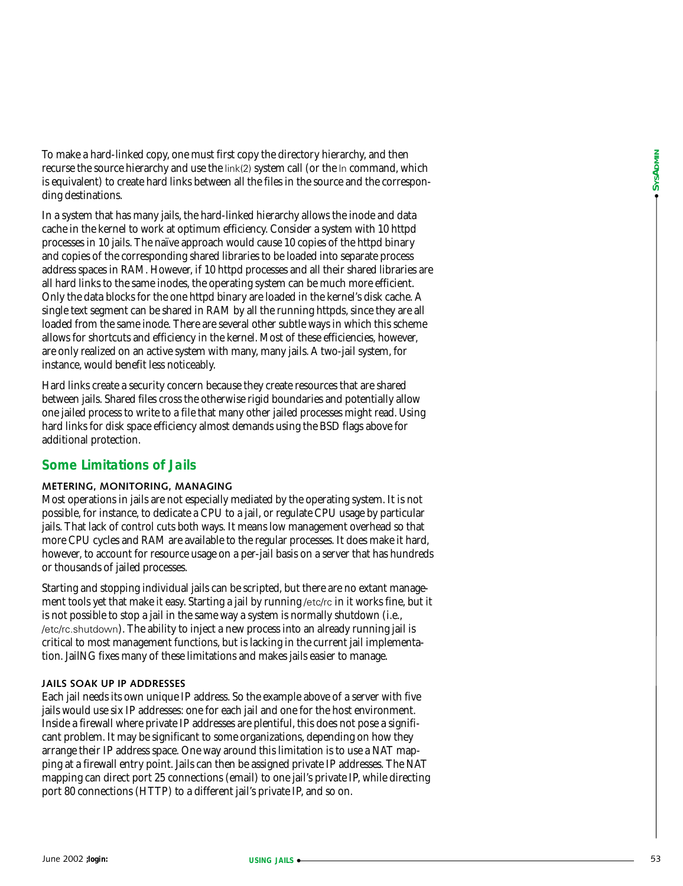To make a hard-linked copy, one must first copy the directory hierarchy, and then recurse the source hierarchy and use the link(2) system call (or the ln command, which is equivalent) to create hard links between all the files in the source and the corresponding destinations.

In a system that has many jails, the hard-linked hierarchy allows the inode and data cache in the kernel to work at optimum efficiency. Consider a system with 10 httpd processes in 10 jails. The naïve approach would cause 10 copies of the httpd binary and copies of the corresponding shared libraries to be loaded into separate process address spaces in RAM. However, if 10 httpd processes and all their shared libraries are all hard links to the same inodes, the operating system can be much more efficient. Only the data blocks for the one httpd binary are loaded in the kernel's disk cache. A single text segment can be shared in RAM by all the running httpds, since they are all loaded from the same inode. There are several other subtle ways in which this scheme allows for shortcuts and efficiency in the kernel. Most of these efficiencies, however, are only realized on an active system with many, many jails. A two-jail system, for instance, would benefit less noticeably.

Hard links create a security concern because they create resources that are shared between jails. Shared files cross the otherwise rigid boundaries and potentially allow one jailed process to write to a file that many other jailed processes might read. Using hard links for disk space efficiency almost demands using the BSD flags above for additional protection.

## Some Limitations of Jails

### METERING, MONITORING, MANAGING

Most operations in jails are not especially mediated by the operating system. It is not possible, for instance, to dedicate a CPU to a jail, or regulate CPU usage by particular jails. That lack of control cuts both ways. It means low management overhead so that more CPU cycles and RAM are available to the regular processes. It does make it hard, however, to account for resource usage on a per-jail basis on a server that has hundreds or thousands of jailed processes.

Starting and stopping individual jails can be scripted, but there are no extant management tools yet that make it easy. Starting a jail by running /etc/rc in it works fine, but it is not possible to stop a jail in the same way a system is normally shutdown (i.e., /etc/rc.shutdown). The ability to inject a new process into an already running jail is critical to most management functions, but is lacking in the current jail implementation. JailNG fixes many of these limitations and makes jails easier to manage.

### JAILS SOAK UP IP ADDRESSES

Each jail needs its own unique IP address. So the example above of a server with five jails would use six IP addresses: one for each jail and one for the host environment. Inside a firewall where private IP addresses are plentiful, this does not pose a significant problem. It may be significant to some organizations, depending on how they arrange their IP address space. One way around this limitation is to use a NAT mapping at a firewall entry point. Jails can then be assigned private IP addresses. The NAT mapping can direct port 25 connections (email) to one jail's private IP, while directing port 80 connections (HTTP) to a different jail's private IP, and so on.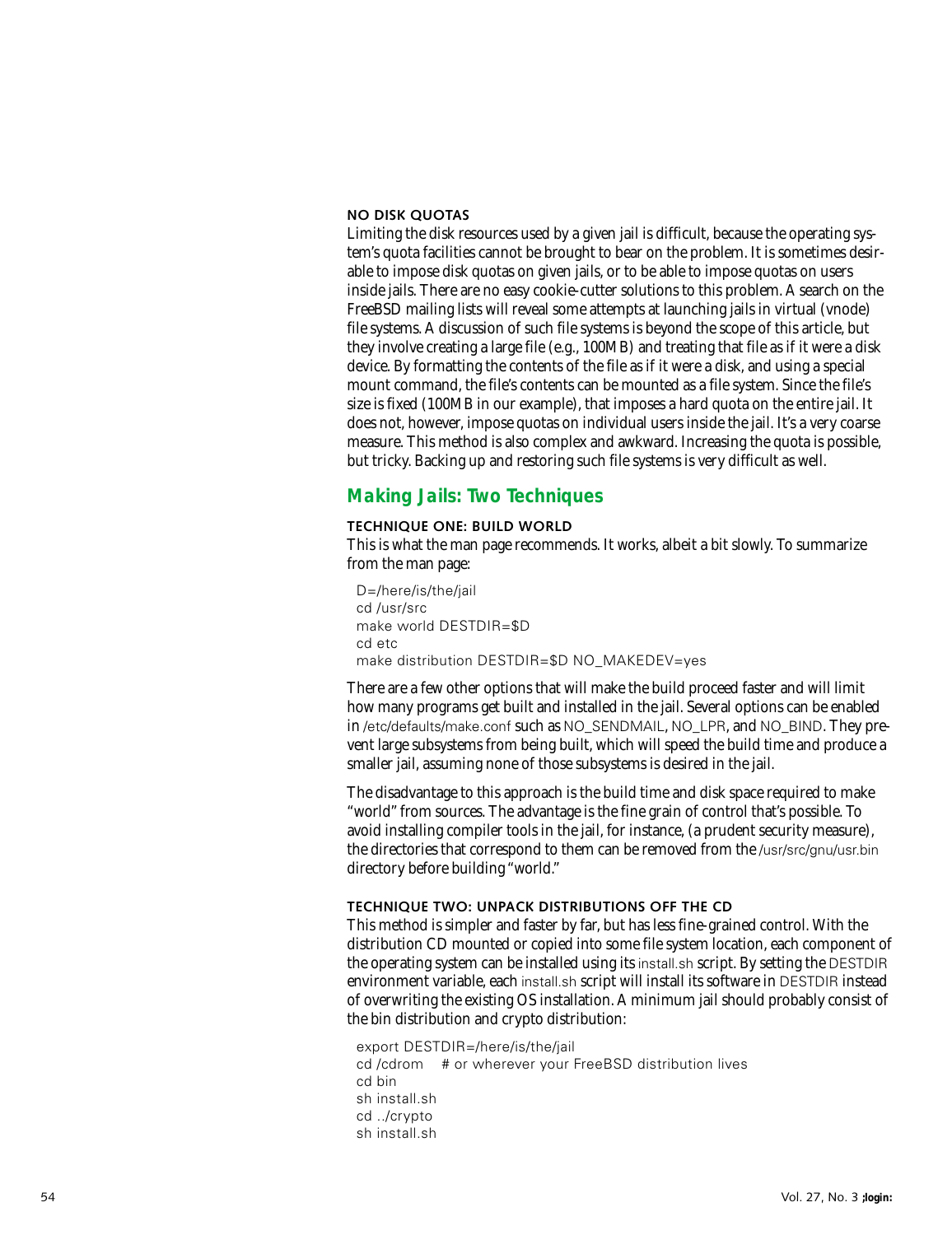### NO DISK QUOTAS

Limiting the disk resources used by a given jail is difficult, because the operating system's quota facilities cannot be brought to bear on the problem. It is sometimes desirable to impose disk quotas on given jails, or to be able to impose quotas on users inside jails. There are no easy cookie-cutter solutions to this problem. A search on the FreeBSD mailing lists will reveal some attempts at launching jails in virtual (vnode) file systems. A discussion of such file systems is beyond the scope of this article, but they involve creating a large file (e.g., 100MB) and treating that file as if it were a disk device. By formatting the contents of the file as if it were a disk, and using a special mount command, the file's contents can be mounted as a file system. Since the file's size is fixed (100MB in our example), that imposes a hard quota on the entire jail. It does not, however, impose quotas on individual users inside the jail. It's a very coarse measure. This method is also complex and awkward. Increasing the quota is possible, but tricky. Backing up and restoring such file systems is very difficult as well.

## Making Jails: Two Techniques

### TECHNIQUE ONE: BUILD WORLD

This is what the man page recommends. It works, albeit a bit slowly. To summarize from the man page:

```
D=/here/is/the/jail
cd /usr/src
make world DESTDIR=$D
cd etc
make distribution DESTDIR=$D NO_MAKEDEV=yes
```

There are a few other options that will make the build proceed faster and will limit how many programs get built and installed in the jail. Several options can be enabled in /etc/defaults/make.conf such as NO_SENDMAIL, NO_LPR, and NO_BIND. They prevent large subsystems from being built, which will speed the build time and produce a smaller jail, assuming none of those subsystems is desired in the jail.

The disadvantage to this approach is the build time and disk space required to make "world" from sources. The advantage is the fine grain of control that's possible. To avoid installing compiler tools in the jail, for instance, (a prudent security measure), the directories that correspond to them can be removed from the /usr/src/gnu/usr.bin directory before building "world."

### TECHNIQUE TWO: UNPACK DISTRIBUTIONS OFF THE CD

This method is simpler and faster by far, but has less fine-grained control. With the distribution CD mounted or copied into some file system location, each component of the operating system can be installed using its install.sh script. By setting the DESTDIR environment variable, each install.sh script will install its software in DESTDIR instead of overwriting the existing OS installation. A minimum jail should probably consist of the bin distribution and crypto distribution:

```
export DESTDIR=/here/is/the/jail
cd /cdrom    # or wherever your FreeBSD distribution lives
cd bin
sh install.sh
cd ../crypto
sh install.sh
```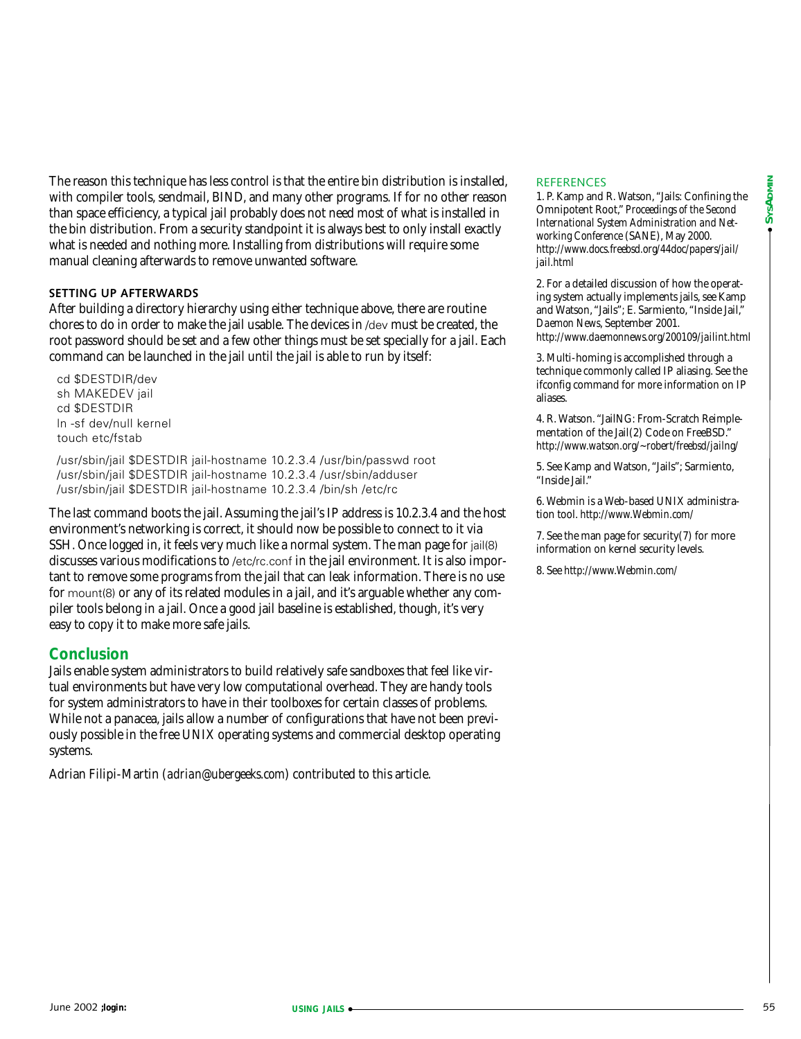The reason this technique has less control is that the entire bin distribution is installed, with compiler tools, sendmail, BIND, and many other programs. If for no other reason than space efficiency, a typical jail probably does not need most of what is installed in the bin distribution. From a security standpoint it is always best to only install exactly what is needed and nothing more. Installing from distributions will require some manual cleaning afterwards to remove unwanted software.

### SETTING UP AFTERWARDS

After building a directory hierarchy using either technique above, there are routine chores to do in order to make the jail usable. The devices in /dev must be created, the root password should be set and a few other things must be set specially for a jail. Each command can be launched in the jail until the jail is able to run by itself:

```
cd $DESTDIR/dev
sh MAKEDEV jail
cd $DESTDIR
ln -sf dev/null kernel
touch etc/fstab

/usr/sbin/jail $DESTDIR jail-hostname 10.2.3.4 /usr/bin/passwd root
/usr/sbin/jail $DESTDIR jail-hostname 10.2.3.4 /usr/sbin/adduser
/usr/sbin/jail $DESTDIR jail-hostname 10.2.3.4 /bin/sh /etc/rc
```

The last command boots the jail. Assuming the jail's IP address is 10.2.3.4 and the host environment's networking is correct, it should now be possible to connect to it via SSH. Once logged in, it feels very much like a normal system. The man page for jail(8) discusses various modifications to /etc/rc.conf in the jail environment. It is also important to remove some programs from the jail that can leak information. There is no use for mount(8) or any of its related modules in a jail, and it's arguable whether any compiler tools belong in a jail. Once a good jail baseline is established, though, it's very easy to copy it to make more safe jails.

## Conclusion

Jails enable system administrators to build relatively safe sandboxes that feel like virtual environments but have very low computational overhead. They are handy tools for system administrators to have in their toolboxes for certain classes of problems. While not a panacea, jails allow a number of configurations that have not been previously possible in the free UNIX operating systems and commercial desktop operating systems.

Adrian Filipi-Martin (*adrian@ubergeeks.com*) contributed to this article.

### REFERENCES

1. P. Kamp and R. Watson, "Jails: Confining the Omnipotent Root," *Proceedings of the Second International System Administration and Networking Conference (SANE)*, May 2000. *http://www.docs.freebsd.org/44doc/papers/jail/jail.html*

2. For a detailed discussion of how the operating system actually implements jails, see Kamp and Watson, "Jails"; E. Sarmiento, "Inside Jail," *Daemon News*, September 2001. *http://www.daemonnews.org/200109/jailint.html*

3. Multi-homing is accomplished through a technique commonly called IP aliasing. See the ifconfig command for more information on IP aliases.

4. R. Watson. "JailNG: From-Scratch Reimplementation of the Jail(2) Code on FreeBSD." *http://www.watson.org/~robert/freebsd/jailng/*

5. See Kamp and Watson, "Jails"; Sarmiento, "Inside Jail."

6. Webmin is a Web-based UNIX administration tool. *http://www.Webmin.com/*

7. See the man page for security(7) for more information on kernel security levels.

8. See *http://www.Webmin.com/*